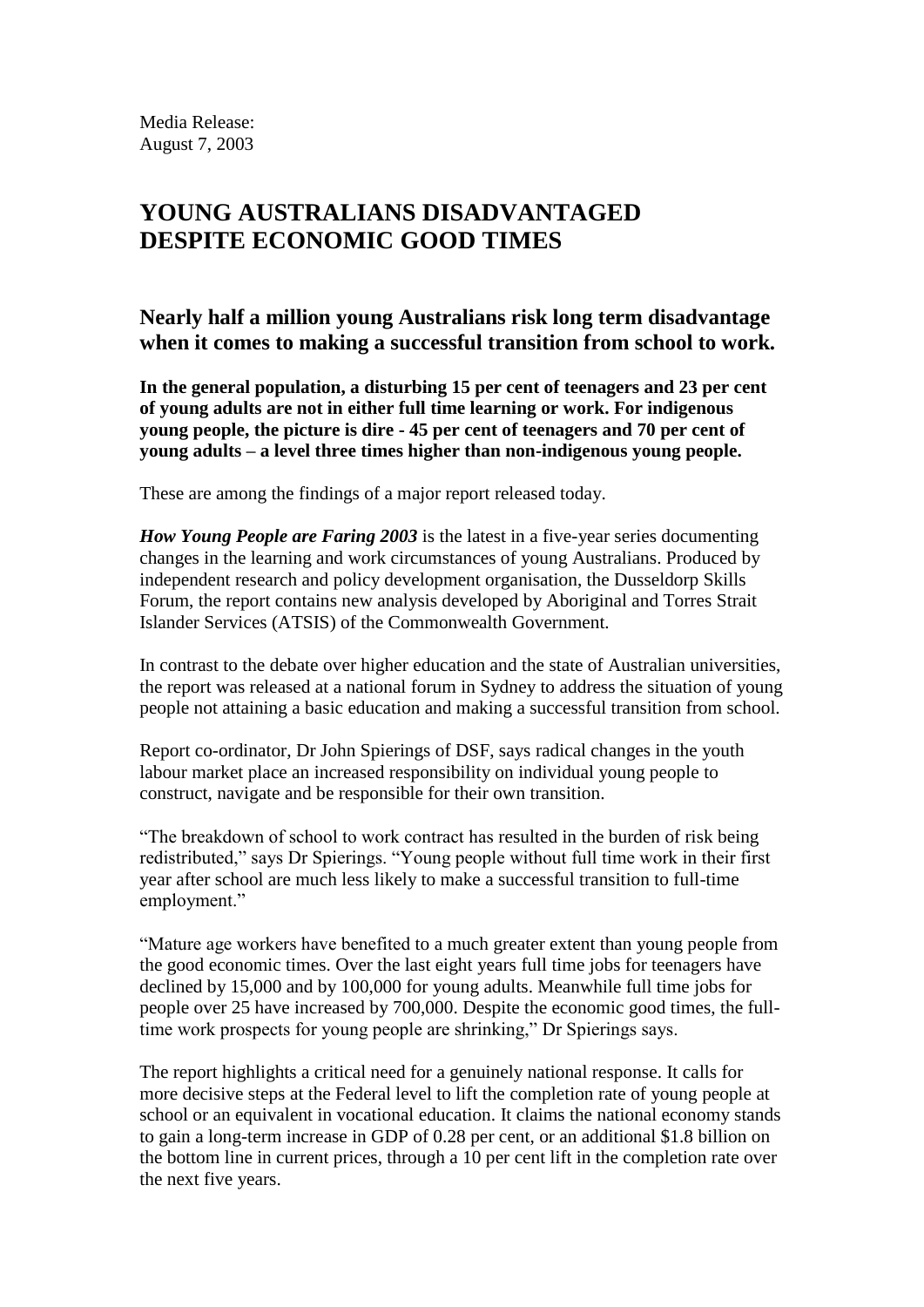Media Release:
August 7, 2003

# YOUNG AUSTRALIANS DISADVANTAGED DESPITE ECONOMIC GOOD TIMES

## Nearly half a million young Australians risk long term disadvantage when it comes to making a successful transition from school to work.

**In the general population, a disturbing 15 per cent of teenagers and 23 per cent of young adults are not in either full time learning or work. For indigenous young people, the picture is dire - 45 per cent of teenagers and 70 per cent of young adults – a level three times higher than non-indigenous young people.**

These are among the findings of a major report released today.

***How Young People are Faring 2003*** is the latest in a five-year series documenting changes in the learning and work circumstances of young Australians. Produced by independent research and policy development organisation, the Dusseldorp Skills Forum, the report contains new analysis developed by Aboriginal and Torres Strait Islander Services (ATSIS) of the Commonwealth Government.

In contrast to the debate over higher education and the state of Australian universities, the report was released at a national forum in Sydney to address the situation of young people not attaining a basic education and making a successful transition from school.

Report co-ordinator, Dr John Spierings of DSF, says radical changes in the youth labour market place an increased responsibility on individual young people to construct, navigate and be responsible for their own transition.

"The breakdown of school to work contract has resulted in the burden of risk being redistributed," says Dr Spierings. "Young people without full time work in their first year after school are much less likely to make a successful transition to full-time employment."

"Mature age workers have benefited to a much greater extent than young people from the good economic times. Over the last eight years full time jobs for teenagers have declined by 15,000 and by 100,000 for young adults. Meanwhile full time jobs for people over 25 have increased by 700,000. Despite the economic good times, the full-time work prospects for young people are shrinking," Dr Spierings says.

The report highlights a critical need for a genuinely national response. It calls for more decisive steps at the Federal level to lift the completion rate of young people at school or an equivalent in vocational education. It claims the national economy stands to gain a long-term increase in GDP of 0.28 per cent, or an additional $1.8 billion on the bottom line in current prices, through a 10 per cent lift in the completion rate over the next five years.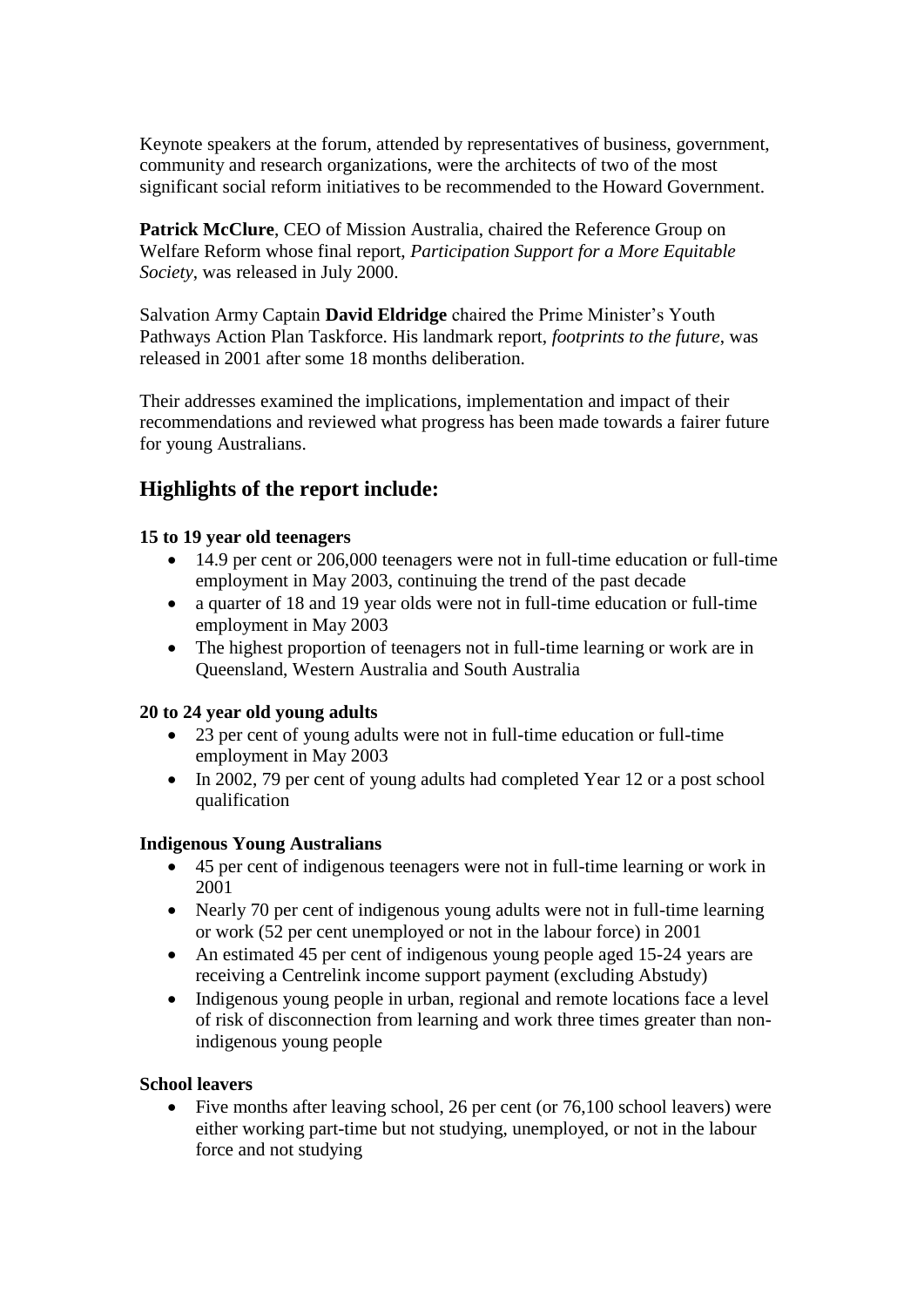Keynote speakers at the forum, attended by representatives of business, government, community and research organizations, were the architects of two of the most significant social reform initiatives to be recommended to the Howard Government.

**Patrick McClure**, CEO of Mission Australia, chaired the Reference Group on Welfare Reform whose final report, *Participation Support for a More Equitable Society*, was released in July 2000.

Salvation Army Captain **David Eldridge** chaired the Prime Minister's Youth Pathways Action Plan Taskforce. His landmark report, *footprints to the future*, was released in 2001 after some 18 months deliberation.

Their addresses examined the implications, implementation and impact of their recommendations and reviewed what progress has been made towards a fairer future for young Australians.

## Highlights of the report include:

**15 to 19 year old teenagers**

- 14.9 per cent or 206,000 teenagers were not in full-time education or full-time employment in May 2003, continuing the trend of the past decade
- a quarter of 18 and 19 year olds were not in full-time education or full-time employment in May 2003
- The highest proportion of teenagers not in full-time learning or work are in Queensland, Western Australia and South Australia

**20 to 24 year old young adults**

- 23 per cent of young adults were not in full-time education or full-time employment in May 2003
- In 2002, 79 per cent of young adults had completed Year 12 or a post school qualification

**Indigenous Young Australians**

- 45 per cent of indigenous teenagers were not in full-time learning or work in 2001
- Nearly 70 per cent of indigenous young adults were not in full-time learning or work (52 per cent unemployed or not in the labour force) in 2001
- An estimated 45 per cent of indigenous young people aged 15-24 years are receiving a Centrelink income support payment (excluding Abstudy)
- Indigenous young people in urban, regional and remote locations face a level of risk of disconnection from learning and work three times greater than non-indigenous young people

**School leavers**

- Five months after leaving school, 26 per cent (or 76,100 school leavers) were either working part-time but not studying, unemployed, or not in the labour force and not studying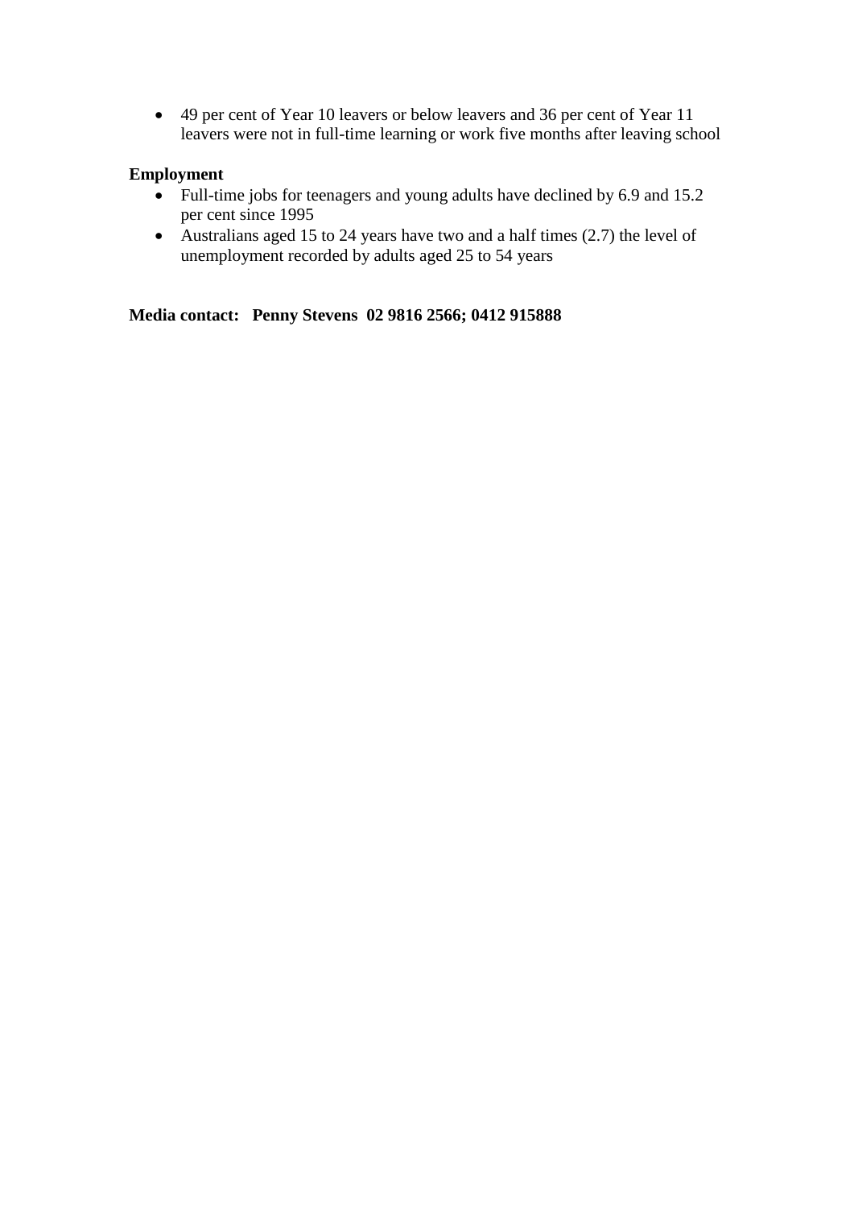- 49 per cent of Year 10 leavers or below leavers and 36 per cent of Year 11 leavers were not in full-time learning or work five months after leaving school

**Employment**

- Full-time jobs for teenagers and young adults have declined by 6.9 and 15.2 per cent since 1995
- Australians aged 15 to 24 years have two and a half times (2.7) the level of unemployment recorded by adults aged 25 to 54 years

**Media contact: Penny Stevens 02 9816 2566; 0412 915888**